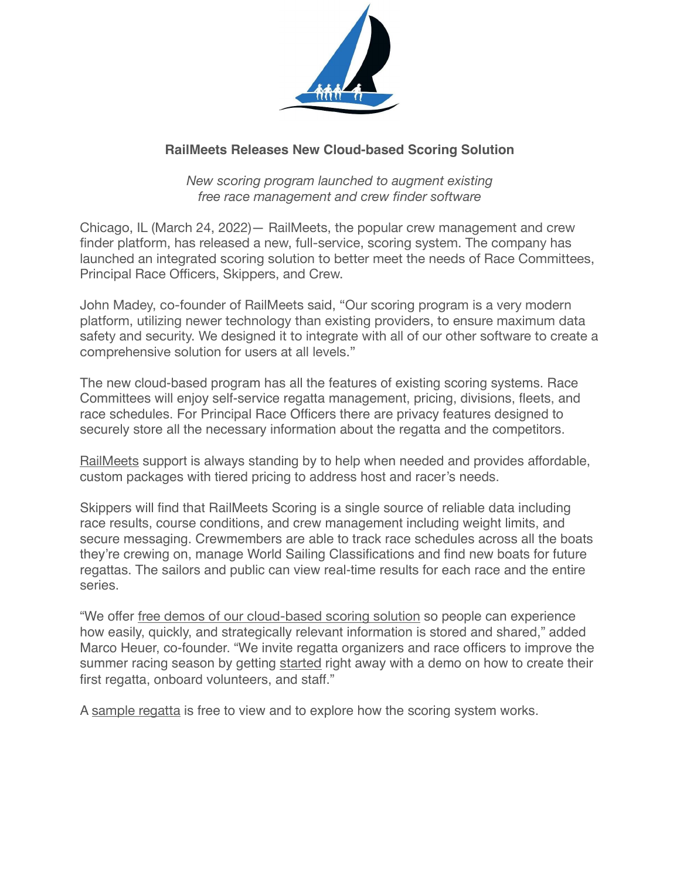**RailMeets Releases New Cloud-based Scoring Solution**

*New scoring program launched to augment existing free race management and crew finder software*

Chicago, IL (March 24, 2022)— RailMeets, the popular crew management and crew finder platform, has released a new, full-service, scoring system. The company has launched an integrated scoring solution to better meet the needs of Race Committees, Principal Race Officers, Skippers, and Crew.

John Madey, co-founder of RailMeets said, "Our scoring program is a very modern platform, utilizing newer technology than existing providers, to ensure maximum data safety and security. We designed it to integrate with all of our other software to create a comprehensive solution for users at all levels."

The new cloud-based program has all the features of existing scoring systems. Race Committees will enjoy self-service regatta management, pricing, divisions, fleets, and race schedules. For Principal Race Officers there are privacy features designed to securely store all the necessary information about the regatta and the competitors.

RailMeets support is always standing by to help when needed and provides affordable, custom packages with tiered pricing to address host and racer's needs.

Skippers will find that RailMeets Scoring is a single source of reliable data including race results, course conditions, and crew management including weight limits, and secure messaging. Crewmembers are able to track race schedules across all the boats they're crewing on, manage World Sailing Classifications and find new boats for future regattas. The sailors and public can view real-time results for each race and the entire series.

"We offer free demos of our cloud-based scoring solution so people can experience how easily, quickly, and strategically relevant information is stored and shared," added Marco Heuer, co-founder. "We invite regatta organizers and race officers to improve the summer racing season by getting started right away with a demo on how to create their first regatta, onboard volunteers, and staff."

A sample regatta is free to view and to explore how the scoring system works.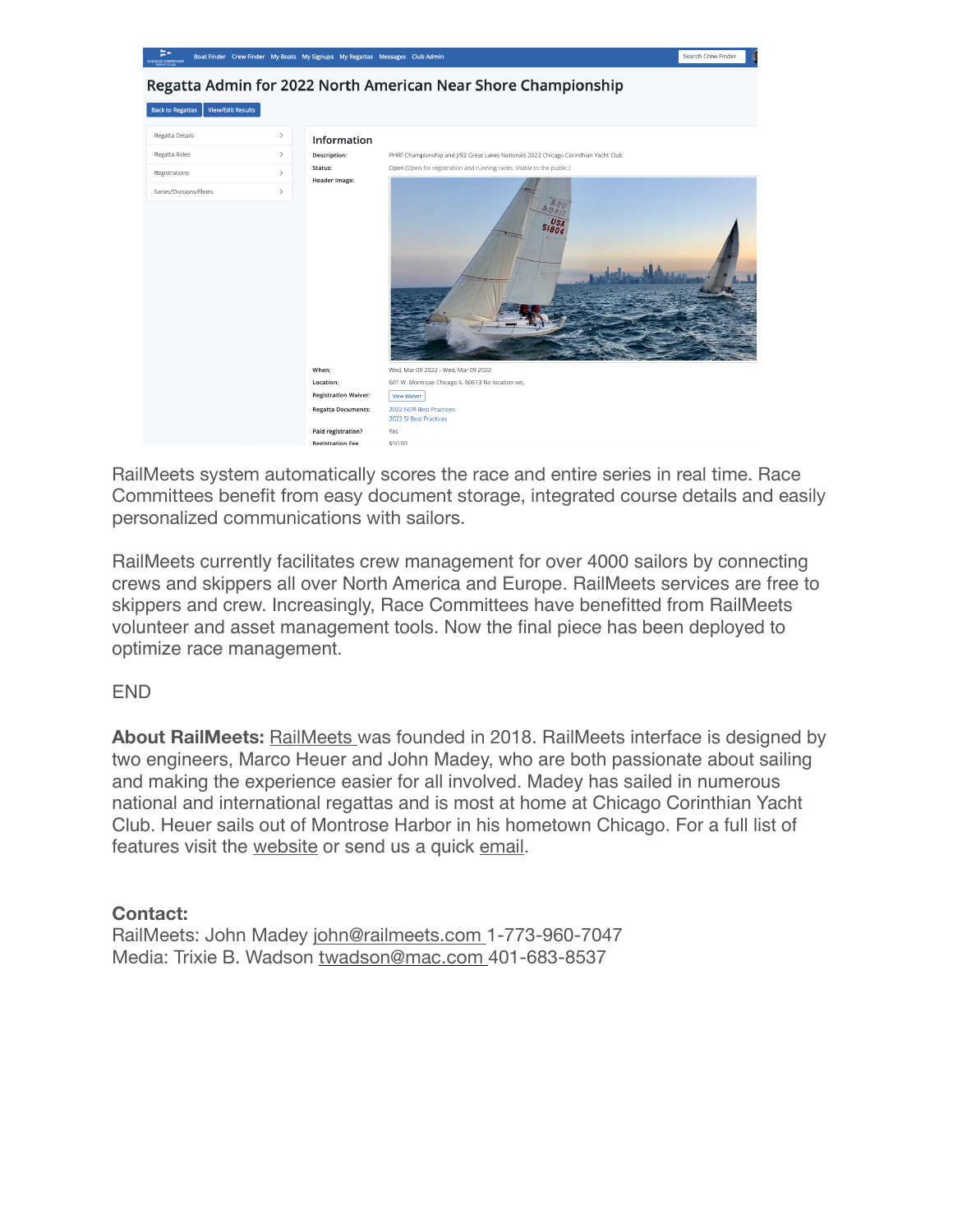RailMeets system automatically scores the race and entire series in real time. Race Committees benefit from easy document storage, integrated course details and easily personalized communications with sailors.

RailMeets currently facilitates crew management for over 4000 sailors by connecting crews and skippers all over North America and Europe. RailMeets services are free to skippers and crew. Increasingly, Race Committees have benefitted from RailMeets volunteer and asset management tools. Now the final piece has been deployed to optimize race management.

END

**About RailMeets:** RailMeets was founded in 2018. RailMeets interface is designed by two engineers, Marco Heuer and John Madey, who are both passionate about sailing and making the experience easier for all involved. Madey has sailed in numerous national and international regattas and is most at home at Chicago Corinthian Yacht Club. Heuer sails out of Montrose Harbor in his hometown Chicago. For a full list of features visit the website or send us a quick email.

**Contact:**
RailMeets: John Madey john@railmeets.com 1-773-960-7047
Media: Trixie B. Wadson twadson@mac.com 401-683-8537